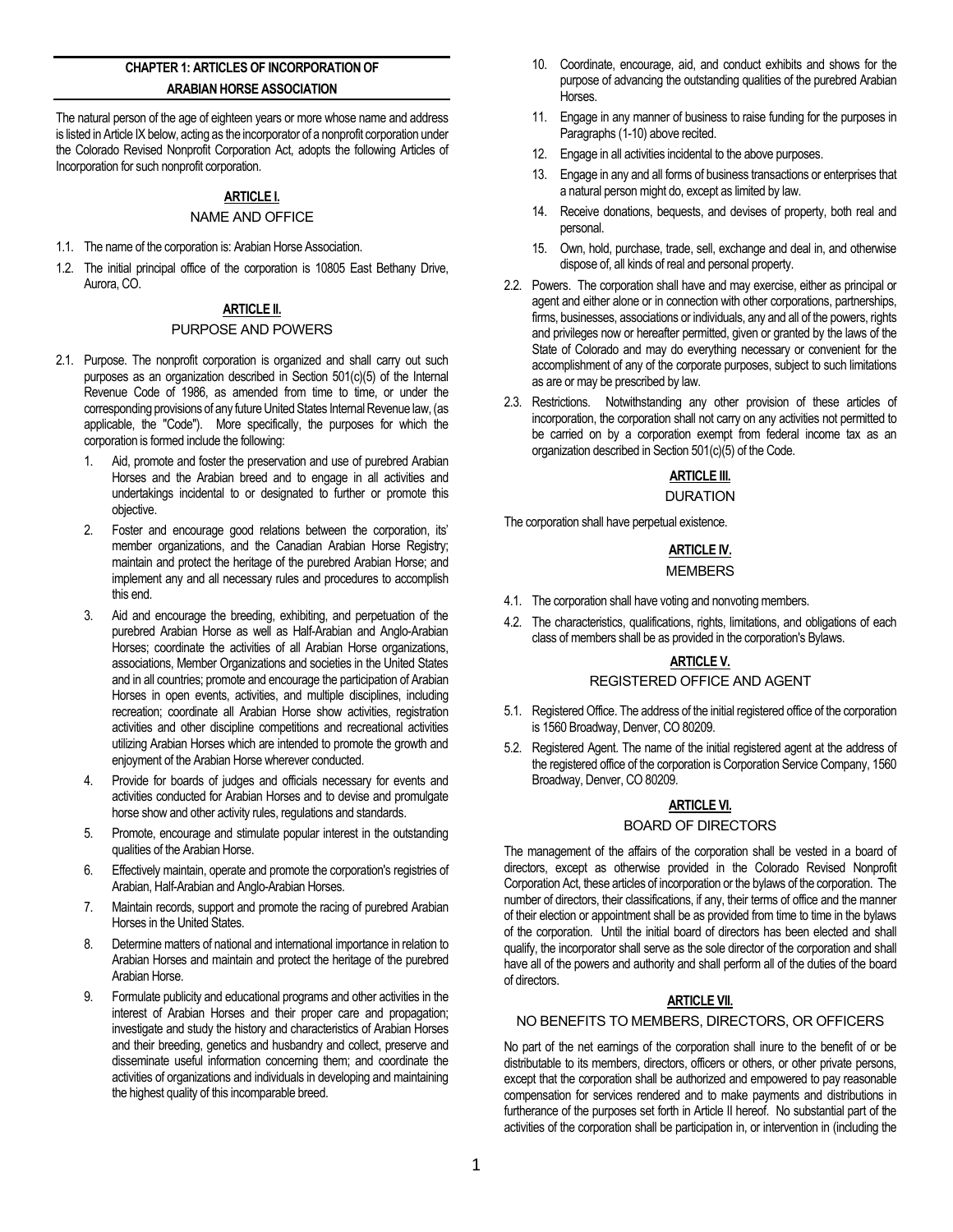# CHAPTER 1: ARTICLES OF INCORPORATION OF ARABIAN HORSE ASSOCIATION

The natural person of the age of eighteen years or more whose name and address is listed in Article IX below, acting as the incorporator of a nonprofit corporation under the Colorado Revised Nonprofit Corporation Act, adopts the following Articles of Incorporation for such nonprofit corporation.

## ARTICLE I.
### NAME AND OFFICE

1.1. The name of the corporation is: Arabian Horse Association.

1.2. The initial principal office of the corporation is 10805 East Bethany Drive, Aurora, CO.

## ARTICLE II.
### PURPOSE AND POWERS

2.1. Purpose. The nonprofit corporation is organized and shall carry out such purposes as an organization described in Section 501(c)(5) of the Internal Revenue Code of 1986, as amended from time to time, or under the corresponding provisions of any future United States Internal Revenue law, (as applicable, the "Code"). More specifically, the purposes for which the corporation is formed include the following:

1. Aid, promote and foster the preservation and use of purebred Arabian Horses and the Arabian breed and to engage in all activities and undertakings incidental to or designated to further or promote this objective.
2. Foster and encourage good relations between the corporation, its' member organizations, and the Canadian Arabian Horse Registry; maintain and protect the heritage of the purebred Arabian Horse; and implement any and all necessary rules and procedures to accomplish this end.
3. Aid and encourage the breeding, exhibiting, and perpetuation of the purebred Arabian Horse as well as Half-Arabian and Anglo-Arabian Horses; coordinate the activities of all Arabian Horse organizations, associations, Member Organizations and societies in the United States and in all countries; promote and encourage the participation of Arabian Horses in open events, activities, and multiple disciplines, including recreation; coordinate all Arabian Horse show activities, registration activities and other discipline competitions and recreational activities utilizing Arabian Horses which are intended to promote the growth and enjoyment of the Arabian Horse wherever conducted.
4. Provide for boards of judges and officials necessary for events and activities conducted for Arabian Horses and to devise and promulgate horse show and other activity rules, regulations and standards.
5. Promote, encourage and stimulate popular interest in the outstanding qualities of the Arabian Horse.
6. Effectively maintain, operate and promote the corporation's registries of Arabian, Half-Arabian and Anglo-Arabian Horses.
7. Maintain records, support and promote the racing of purebred Arabian Horses in the United States.
8. Determine matters of national and international importance in relation to Arabian Horses and maintain and protect the heritage of the purebred Arabian Horse.
9. Formulate publicity and educational programs and other activities in the interest of Arabian Horses and their proper care and propagation; investigate and study the history and characteristics of Arabian Horses and their breeding, genetics and husbandry and collect, preserve and disseminate useful information concerning them; and coordinate the activities of organizations and individuals in developing and maintaining the highest quality of this incomparable breed.
10. Coordinate, encourage, aid, and conduct exhibits and shows for the purpose of advancing the outstanding qualities of the purebred Arabian Horses.
11. Engage in any manner of business to raise funding for the purposes in Paragraphs (1-10) above recited.
12. Engage in all activities incidental to the above purposes.
13. Engage in any and all forms of business transactions or enterprises that a natural person might do, except as limited by law.
14. Receive donations, bequests, and devises of property, both real and personal.
15. Own, hold, purchase, trade, sell, exchange and deal in, and otherwise dispose of, all kinds of real and personal property.

2.2. Powers. The corporation shall have and may exercise, either as principal or agent and either alone or in connection with other corporations, partnerships, firms, businesses, associations or individuals, any and all of the powers, rights and privileges now or hereafter permitted, given or granted by the laws of the State of Colorado and may do everything necessary or convenient for the accomplishment of any of the corporate purposes, subject to such limitations as are or may be prescribed by law.

2.3. Restrictions. Notwithstanding any other provision of these articles of incorporation, the corporation shall not carry on any activities not permitted to be carried on by a corporation exempt from federal income tax as an organization described in Section 501(c)(5) of the Code.

## ARTICLE III.
### DURATION

The corporation shall have perpetual existence.

## ARTICLE IV.
### MEMBERS

4.1. The corporation shall have voting and nonvoting members.

4.2. The characteristics, qualifications, rights, limitations, and obligations of each class of members shall be as provided in the corporation's Bylaws.

## ARTICLE V.
### REGISTERED OFFICE AND AGENT

5.1. Registered Office. The address of the initial registered office of the corporation is 1560 Broadway, Denver, CO 80209.

5.2. Registered Agent. The name of the initial registered agent at the address of the registered office of the corporation is Corporation Service Company, 1560 Broadway, Denver, CO 80209.

## ARTICLE VI.
### BOARD OF DIRECTORS

The management of the affairs of the corporation shall be vested in a board of directors, except as otherwise provided in the Colorado Revised Nonprofit Corporation Act, these articles of incorporation or the bylaws of the corporation. The number of directors, their classifications, if any, their terms of office and the manner of their election or appointment shall be as provided from time to time in the bylaws of the corporation. Until the initial board of directors has been elected and shall qualify, the incorporator shall serve as the sole director of the corporation and shall have all of the powers and authority and shall perform all of the duties of the board of directors.

## ARTICLE VII.
### NO BENEFITS TO MEMBERS, DIRECTORS, OR OFFICERS

No part of the net earnings of the corporation shall inure to the benefit of or be distributable to its members, directors, officers or others, or other private persons, except that the corporation shall be authorized and empowered to pay reasonable compensation for services rendered and to make payments and distributions in furtherance of the purposes set forth in Article II hereof. No substantial part of the activities of the corporation shall be participation in, or intervention in (including the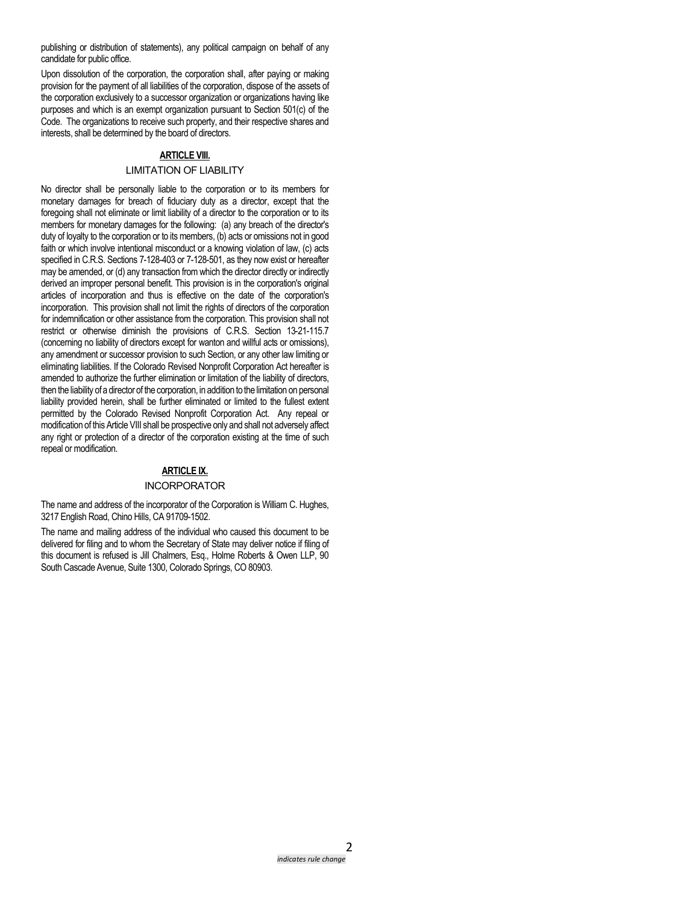publishing or distribution of statements), any political campaign on behalf of any candidate for public office.

Upon dissolution of the corporation, the corporation shall, after paying or making provision for the payment of all liabilities of the corporation, dispose of the assets of the corporation exclusively to a successor organization or organizations having like purposes and which is an exempt organization pursuant to Section 501(c) of the Code. The organizations to receive such property, and their respective shares and interests, shall be determined by the board of directors.

## ARTICLE VIII.

### LIMITATION OF LIABILITY

No director shall be personally liable to the corporation or to its members for monetary damages for breach of fiduciary duty as a director, except that the foregoing shall not eliminate or limit liability of a director to the corporation or to its members for monetary damages for the following: (a) any breach of the director's duty of loyalty to the corporation or to its members, (b) acts or omissions not in good faith or which involve intentional misconduct or a knowing violation of law, (c) acts specified in C.R.S. Sections 7-128-403 or 7-128-501, as they now exist or hereafter may be amended, or (d) any transaction from which the director directly or indirectly derived an improper personal benefit. This provision is in the corporation's original articles of incorporation and thus is effective on the date of the corporation's incorporation. This provision shall not limit the rights of directors of the corporation for indemnification or other assistance from the corporation. This provision shall not restrict or otherwise diminish the provisions of C.R.S. Section 13-21-115.7 (concerning no liability of directors except for wanton and willful acts or omissions), any amendment or successor provision to such Section, or any other law limiting or eliminating liabilities. If the Colorado Revised Nonprofit Corporation Act hereafter is amended to authorize the further elimination or limitation of the liability of directors, then the liability of a director of the corporation, in addition to the limitation on personal liability provided herein, shall be further eliminated or limited to the fullest extent permitted by the Colorado Revised Nonprofit Corporation Act. Any repeal or modification of this Article VIII shall be prospective only and shall not adversely affect any right or protection of a director of the corporation existing at the time of such repeal or modification.

## ARTICLE IX.

### INCORPORATOR

The name and address of the incorporator of the Corporation is William C. Hughes, 3217 English Road, Chino Hills, CA 91709-1502.

The name and mailing address of the individual who caused this document to be delivered for filing and to whom the Secretary of State may deliver notice if filing of this document is refused is Jill Chalmers, Esq., Holme Roberts & Owen LLP, 90 South Cascade Avenue, Suite 1300, Colorado Springs, CO 80903.

*indicates rule change*